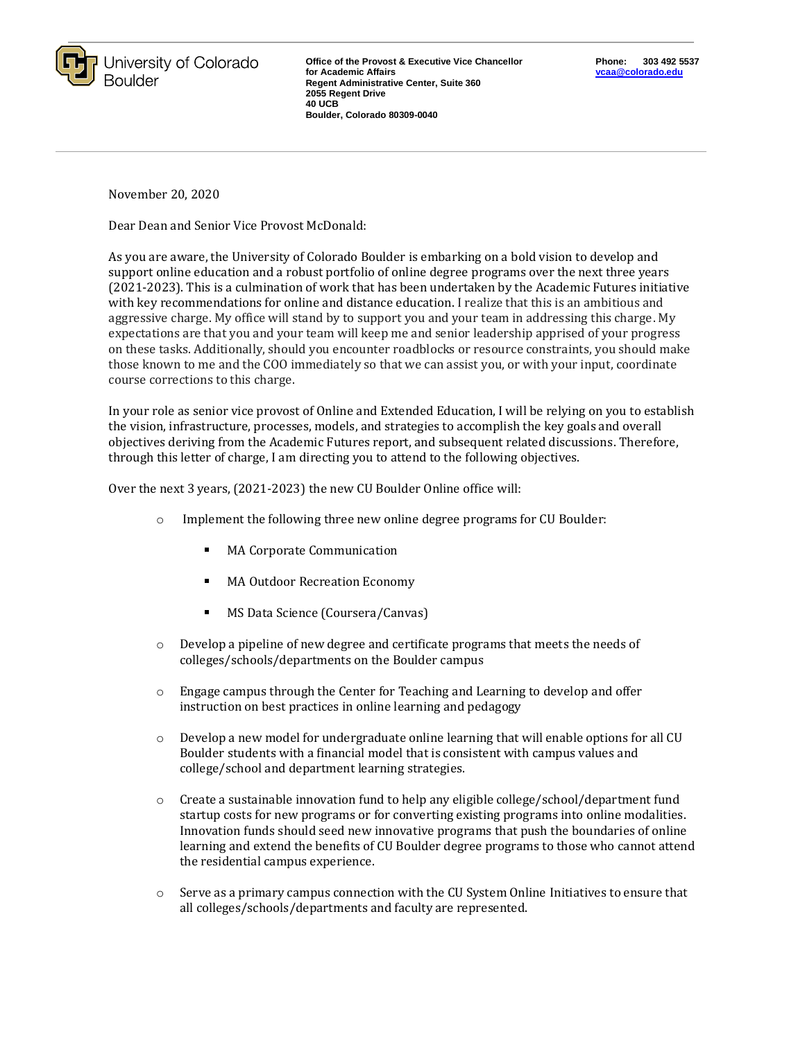University of Colorado Boulder

**Office of the Provost & Executive Vice Chancellor for Academic Affairs**
**Regent Administrative Center, Suite 360**
**2055 Regent Drive**
**40 UCB**
**Boulder, Colorado 80309-0040**

**Phone: 303 492 5537**
**vcaa@colorado.edu**

November 20, 2020

Dear Dean and Senior Vice Provost McDonald:

As you are aware, the University of Colorado Boulder is embarking on a bold vision to develop and support online education and a robust portfolio of online degree programs over the next three years (2021-2023). This is a culmination of work that has been undertaken by the Academic Futures initiative with key recommendations for online and distance education. I realize that this is an ambitious and aggressive charge. My office will stand by to support you and your team in addressing this charge. My expectations are that you and your team will keep me and senior leadership apprised of your progress on these tasks. Additionally, should you encounter roadblocks or resource constraints, you should make those known to me and the COO immediately so that we can assist you, or with your input, coordinate course corrections to this charge.

In your role as senior vice provost of Online and Extended Education, I will be relying on you to establish the vision, infrastructure, processes, models, and strategies to accomplish the key goals and overall objectives deriving from the Academic Futures report, and subsequent related discussions. Therefore, through this letter of charge, I am directing you to attend to the following objectives.

Over the next 3 years, (2021-2023) the new CU Boulder Online office will:

- Implement the following three new online degree programs for CU Boulder:
  - MA Corporate Communication
  - MA Outdoor Recreation Economy
  - MS Data Science (Coursera/Canvas)
- Develop a pipeline of new degree and certificate programs that meets the needs of colleges/schools/departments on the Boulder campus
- Engage campus through the Center for Teaching and Learning to develop and offer instruction on best practices in online learning and pedagogy
- Develop a new model for undergraduate online learning that will enable options for all CU Boulder students with a financial model that is consistent with campus values and college/school and department learning strategies.
- Create a sustainable innovation fund to help any eligible college/school/department fund startup costs for new programs or for converting existing programs into online modalities. Innovation funds should seed new innovative programs that push the boundaries of online learning and extend the benefits of CU Boulder degree programs to those who cannot attend the residential campus experience.
- Serve as a primary campus connection with the CU System Online Initiatives to ensure that all colleges/schools/departments and faculty are represented.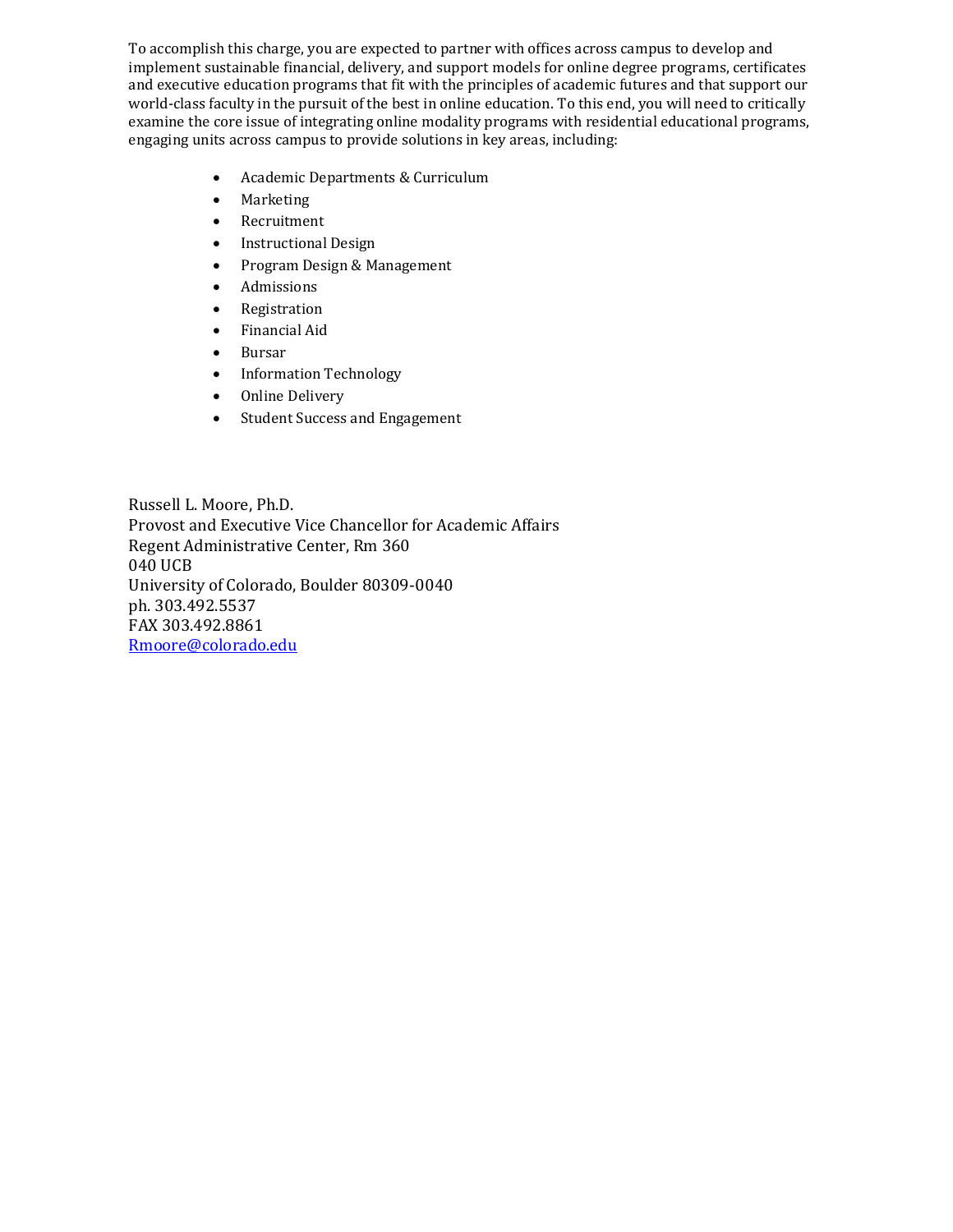To accomplish this charge, you are expected to partner with offices across campus to develop and implement sustainable financial, delivery, and support models for online degree programs, certificates and executive education programs that fit with the principles of academic futures and that support our world-class faculty in the pursuit of the best in online education. To this end, you will need to critically examine the core issue of integrating online modality programs with residential educational programs, engaging units across campus to provide solutions in key areas, including:

- Academic Departments & Curriculum
- Marketing
- Recruitment
- Instructional Design
- Program Design & Management
- Admissions
- Registration
- Financial Aid
- Bursar
- Information Technology
- Online Delivery
- Student Success and Engagement

Russell L. Moore, Ph.D.
Provost and Executive Vice Chancellor for Academic Affairs
Regent Administrative Center, Rm 360
040 UCB
University of Colorado, Boulder 80309-0040
ph. 303.492.5537
FAX 303.492.8861
Rmoore@colorado.edu